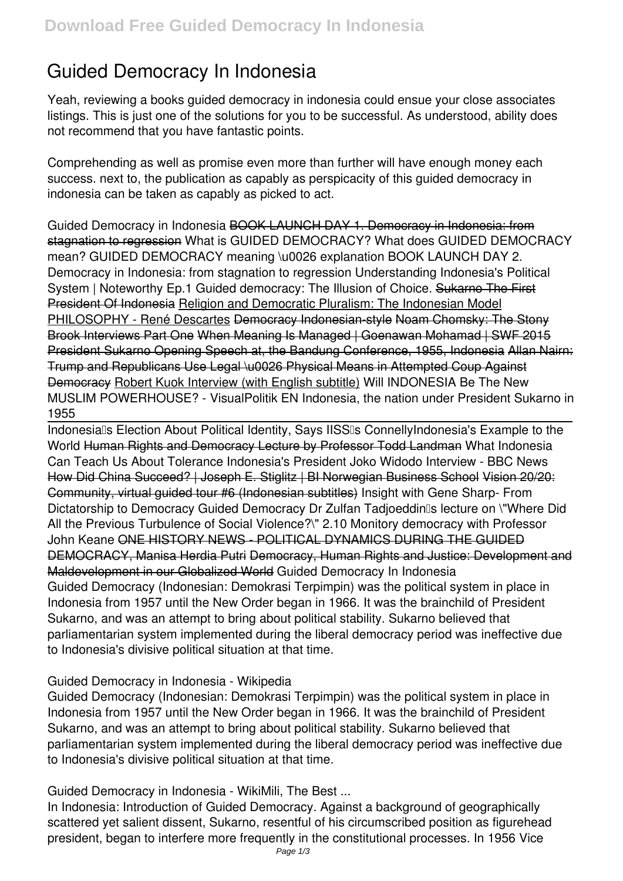# Guided Democracy In Indonesia

Yeah, reviewing a books guided democracy in indonesia could ensue your close associates listings. This is just one of the solutions for you to be successful. As understood, ability does not recommend that you have fantastic points.

Comprehending as well as promise even more than further will have enough money each success. next to, the publication as capably as perspicacity of this guided democracy in indonesia can be taken as capably as picked to act.

*Guided Democracy in Indonesia* BOOK LAUNCH DAY 1. Democracy in Indonesia: from stagnation to regression *What is GUIDED DEMOCRACY? What does GUIDED DEMOCRACY mean? GUIDED DEMOCRACY meaning \u0026 explanation* BOOK LAUNCH DAY 2. Democracy in Indonesia: from stagnation to regression *Understanding Indonesia's Political System | Noteworthy Ep.1* *Guided democracy: The Illusion of Choice.* Sukarno The First President Of Indonesia Religion and Democratic Pluralism: The Indonesian Model PHILOSOPHY - René Descartes Democracy Indonesian-style Noam Chomsky: The Stony Brook Interviews Part One When Meaning Is Managed | Goenawan Mohamad | SWF 2015 President Sukarno Opening Speech at, the Bandung Conference, 1955, Indonesia Allan Nairn: Trump and Republicans Use Legal \u0026 Physical Means in Attempted Coup Against Democracy Robert Kuok Interview (with English subtitle) *Will INDONESIA Be The New MUSLIM POWERHOUSE? - VisualPolitik EN* *Indonesia, the nation under President Sukarno in 1955*

Indonesia's Election About Political Identity, Says IISS's Connelly*Indonesia's Example to the World* Human Rights and Democracy Lecture by Professor Todd Landman *What Indonesia Can Teach Us About Tolerance* *Indonesia's President Joko Widodo Interview - BBC News* How Did China Succeed? | Joseph E. Stiglitz | BI Norwegian Business School Vision 20/20: Community, virtual guided tour #6 (Indonesian subtitles) *Insight with Gene Sharp- From Dictatorship to Democracy* *Guided Democracy* *Dr Zulfan Tadjoeddin's lecture on \"Where Did All the Previous Turbulence of Social Violence?\"* *2.10 Monitory democracy with Professor John Keane* ONE HISTORY NEWS - POLITICAL DYNAMICS DURING THE GUIDED DEMOCRACY, Manisa Herdia Putri Democracy, Human Rights and Justice: Development and Maldevelopment in our Globalized World *Guided Democracy In Indonesia*

Guided Democracy (Indonesian: Demokrasi Terpimpin) was the political system in place in Indonesia from 1957 until the New Order began in 1966. It was the brainchild of President Sukarno, and was an attempt to bring about political stability. Sukarno believed that parliamentarian system implemented during the liberal democracy period was ineffective due to Indonesia's divisive political situation at that time.

*Guided Democracy in Indonesia - Wikipedia*

Guided Democracy (Indonesian: Demokrasi Terpimpin) was the political system in place in Indonesia from 1957 until the New Order began in 1966. It was the brainchild of President Sukarno, and was an attempt to bring about political stability. Sukarno believed that parliamentarian system implemented during the liberal democracy period was ineffective due to Indonesia's divisive political situation at that time.

*Guided Democracy in Indonesia - WikiMili, The Best ...*

In Indonesia: Introduction of Guided Democracy. Against a background of geographically scattered yet salient dissent, Sukarno, resentful of his circumscribed position as figurehead president, began to interfere more frequently in the constitutional processes. In 1956 Vice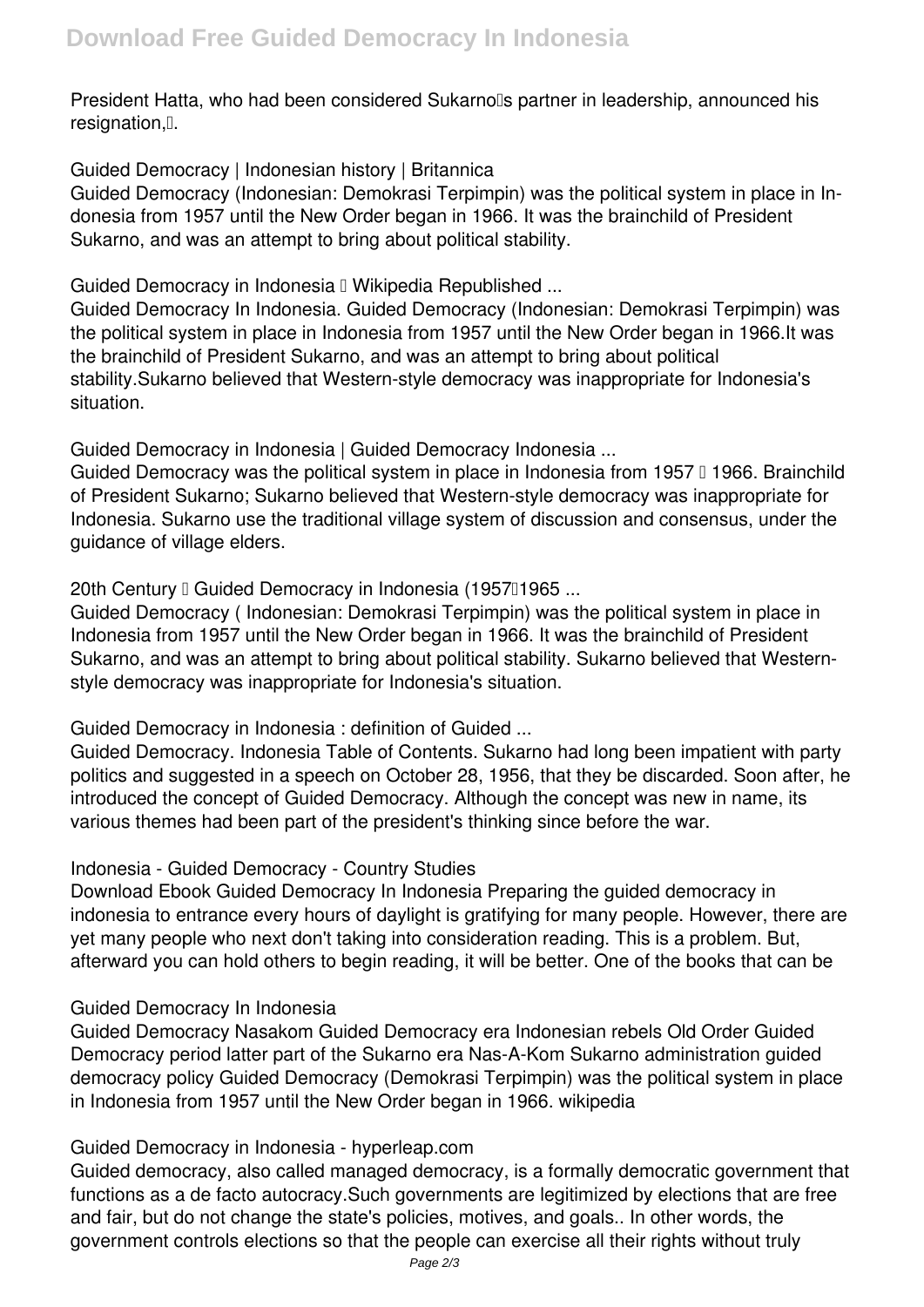President Hatta, who had been considered Sukarno's partner in leadership, announced his resignation,...

**Guided Democracy | Indonesian history | Britannica**

Guided Democracy (Indonesian: Demokrasi Terpimpin) was the political system in place in Indonesia from 1957 until the New Order began in 1966. It was the brainchild of President Sukarno, and was an attempt to bring about political stability.

**Guided Democracy in Indonesia — Wikipedia Republished ...**

Guided Democracy In Indonesia. Guided Democracy (Indonesian: Demokrasi Terpimpin) was the political system in place in Indonesia from 1957 until the New Order began in 1966.It was the brainchild of President Sukarno, and was an attempt to bring about political stability.Sukarno believed that Western-style democracy was inappropriate for Indonesia's situation.

**Guided Democracy in Indonesia | Guided Democracy Indonesia ...**

Guided Democracy was the political system in place in Indonesia from 1957 – 1966. Brainchild of President Sukarno; Sukarno believed that Western-style democracy was inappropriate for Indonesia. Sukarno use the traditional village system of discussion and consensus, under the guidance of village elders.

**20th Century – Guided Democracy in Indonesia (1957–1965 ...**

Guided Democracy ( Indonesian: Demokrasi Terpimpin) was the political system in place in Indonesia from 1957 until the New Order began in 1966. It was the brainchild of President Sukarno, and was an attempt to bring about political stability. Sukarno believed that Western-style democracy was inappropriate for Indonesia's situation.

**Guided Democracy in Indonesia : definition of Guided ...**

Guided Democracy. Indonesia Table of Contents. Sukarno had long been impatient with party politics and suggested in a speech on October 28, 1956, that they be discarded. Soon after, he introduced the concept of Guided Democracy. Although the concept was new in name, its various themes had been part of the president's thinking since before the war.

**Indonesia - Guided Democracy - Country Studies**

Download Ebook Guided Democracy In Indonesia Preparing the guided democracy in indonesia to entrance every hours of daylight is gratifying for many people. However, there are yet many people who next don't taking into consideration reading. This is a problem. But, afterward you can hold others to begin reading, it will be better. One of the books that can be

**Guided Democracy In Indonesia**

Guided Democracy Nasakom Guided Democracy era Indonesian rebels Old Order Guided Democracy period latter part of the Sukarno era Nas-A-Kom Sukarno administration guided democracy policy Guided Democracy (Demokrasi Terpimpin) was the political system in place in Indonesia from 1957 until the New Order began in 1966. wikipedia

**Guided Democracy in Indonesia - hyperleap.com**

Guided democracy, also called managed democracy, is a formally democratic government that functions as a de facto autocracy.Such governments are legitimized by elections that are free and fair, but do not change the state's policies, motives, and goals.. In other words, the government controls elections so that the people can exercise all their rights without truly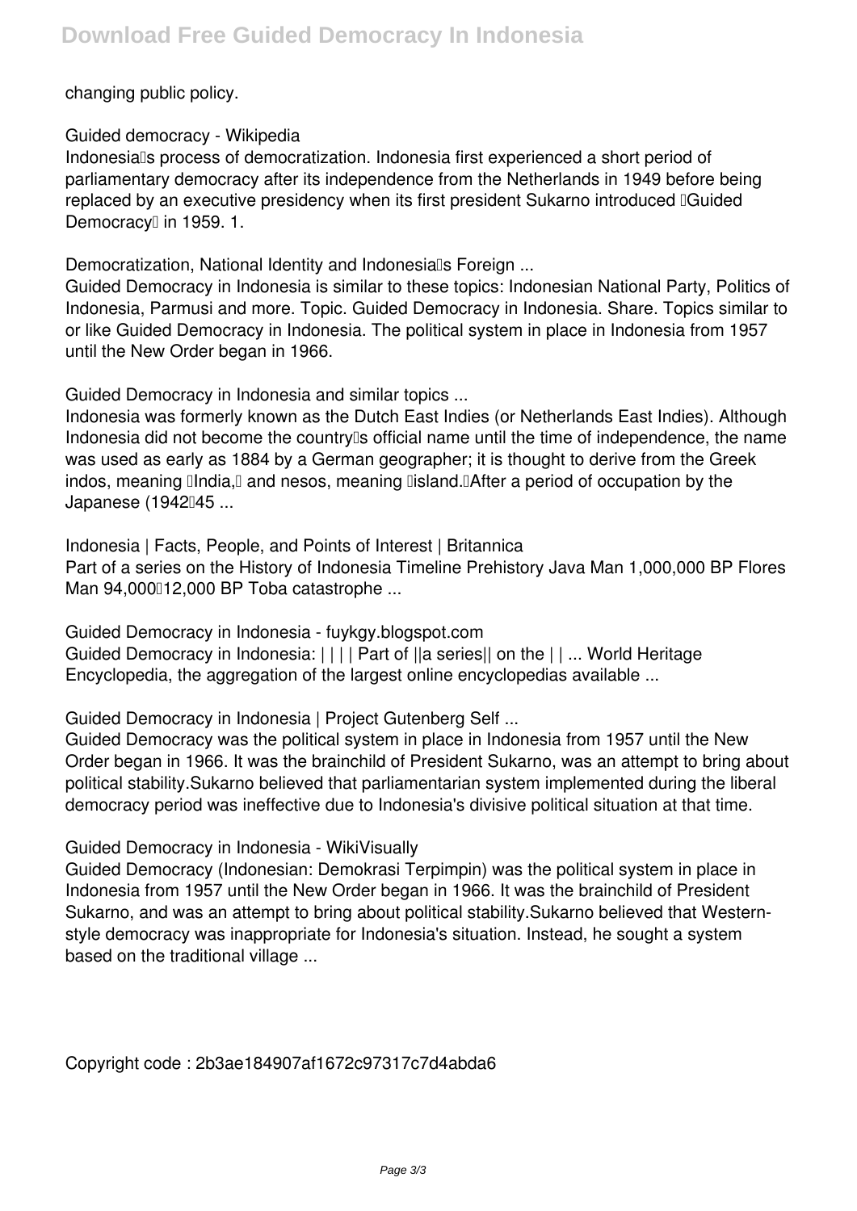changing public policy.

Guided democracy - Wikipedia

Indonesia's process of democratization. Indonesia first experienced a short period of parliamentary democracy after its independence from the Netherlands in 1949 before being replaced by an executive presidency when its first president Sukarno introduced "Guided Democracy" in 1959. 1.

Democratization, National Identity and Indonesia's Foreign ...

Guided Democracy in Indonesia is similar to these topics: Indonesian National Party, Politics of Indonesia, Parmusi and more. Topic. Guided Democracy in Indonesia. Share. Topics similar to or like Guided Democracy in Indonesia. The political system in place in Indonesia from 1957 until the New Order began in 1966.

Guided Democracy in Indonesia and similar topics ...

Indonesia was formerly known as the Dutch East Indies (or Netherlands East Indies). Although Indonesia did not become the country's official name until the time of independence, the name was used as early as 1884 by a German geographer; it is thought to derive from the Greek indos, meaning "India," and nesos, meaning "island."After a period of occupation by the Japanese (1942–45 ...

Indonesia | Facts, People, and Points of Interest | Britannica

Part of a series on the History of Indonesia Timeline Prehistory Java Man 1,000,000 BP Flores Man 94,000–12,000 BP Toba catastrophe ...

Guided Democracy in Indonesia - fuykgy.blogspot.com

Guided Democracy in Indonesia: | | | | Part of ||a series|| on the | | ... World Heritage Encyclopedia, the aggregation of the largest online encyclopedias available ...

Guided Democracy in Indonesia | Project Gutenberg Self ...

Guided Democracy was the political system in place in Indonesia from 1957 until the New Order began in 1966. It was the brainchild of President Sukarno, was an attempt to bring about political stability.Sukarno believed that parliamentarian system implemented during the liberal democracy period was ineffective due to Indonesia's divisive political situation at that time.

Guided Democracy in Indonesia - WikiVisually

Guided Democracy (Indonesian: Demokrasi Terpimpin) was the political system in place in Indonesia from 1957 until the New Order began in 1966. It was the brainchild of President Sukarno, and was an attempt to bring about political stability.Sukarno believed that Western-style democracy was inappropriate for Indonesia's situation. Instead, he sought a system based on the traditional village ...

Copyright code : 2b3ae184907af1672c97317c7d4abda6